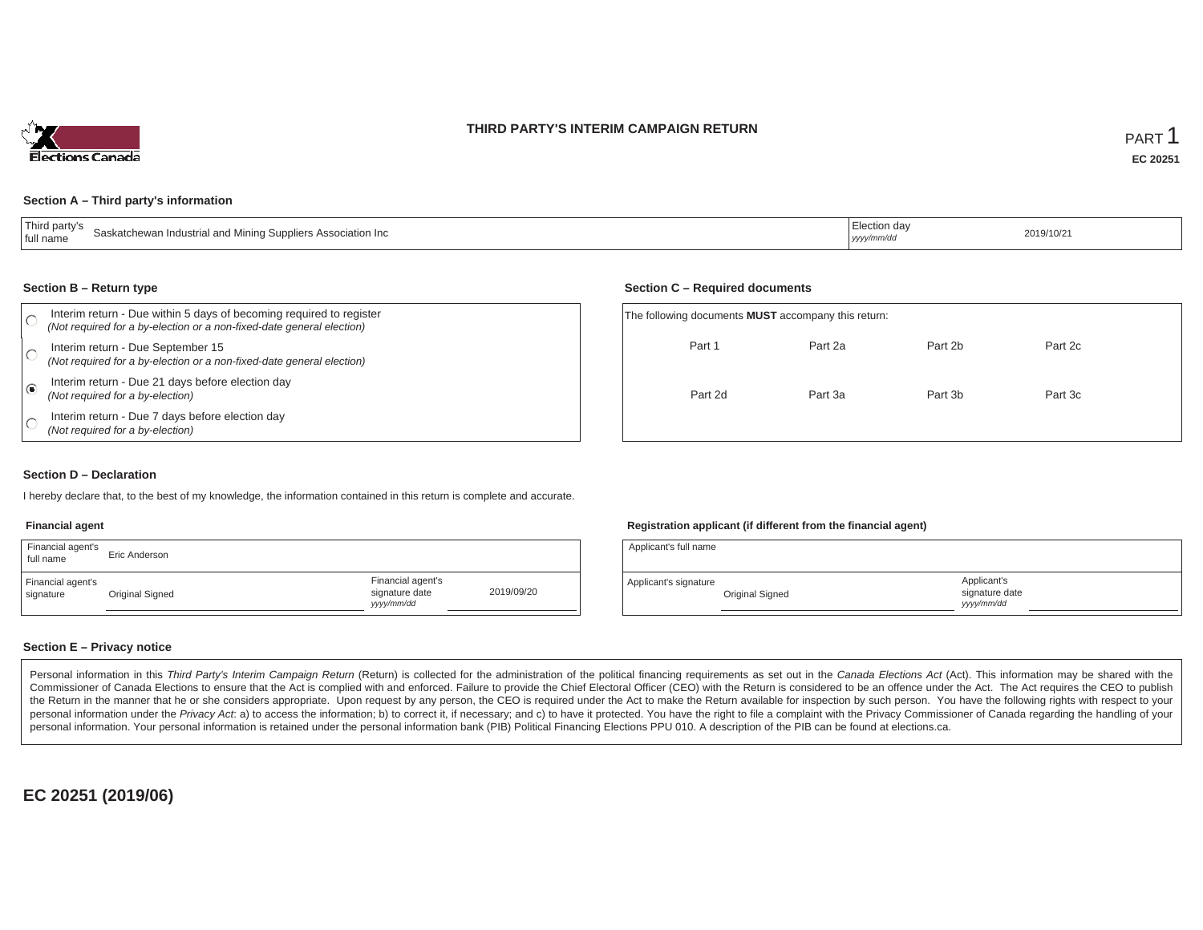# THIRD PARTY'S INTERIM CAMPAIGN RETURN

PART 1

**EC 20251**

## Section A – Third party's information

| Third party's full name | Saskatchewan Industrial and Mining Suppliers Association Inc | Election day *yyyy/mm/dd* | 2019/10/21 |
|---|---|---|---|

## Section B – Return type

- ◯ Interim return - Due within 5 days of becoming required to register *(Not required for a by-election or a non-fixed-date general election)*
- ◯ Interim return - Due September 15 *(Not required for a by-election or a non-fixed-date general election)*
- ◉ Interim return - Due 21 days before election day *(Not required for a by-election)*
- ◯ Interim return - Due 7 days before election day *(Not required for a by-election)*

## Section C – Required documents

The following documents **MUST** accompany this return:

| | | | |
|---|---|---|---|
| Part 1 | Part 2a | Part 2b | Part 2c |
| Part 2d | Part 3a | Part 3b | Part 3c |

## Section D – Declaration

I hereby declare that, to the best of my knowledge, the information contained in this return is complete and accurate.

### Financial agent

| Financial agent's full name | Eric Anderson | | |
|---|---|---|---|
| Financial agent's signature | Original Signed | Financial agent's signature date *yyyy/mm/dd* | 2019/09/20 |

### Registration applicant (if different from the financial agent)

| Applicant's full name | | | |
|---|---|---|---|
| Applicant's signature | Original Signed | Applicant's signature date *yyyy/mm/dd* | |

## Section E – Privacy notice

Personal information in this *Third Party's Interim Campaign Return* (Return) is collected for the administration of the political financing requirements as set out in the *Canada Elections Act* (Act). This information may be shared with the Commissioner of Canada Elections to ensure that the Act is complied with and enforced. Failure to provide the Chief Electoral Officer (CEO) with the Return is considered to be an offence under the Act. The Act requires the CEO to publish the Return in the manner that he or she considers appropriate. Upon request by any person, the CEO is required under the Act to make the Return available for inspection by such person. You have the following rights with respect to your personal information under the *Privacy Act*: a) to access the information; b) to correct it, if necessary; and c) to have it protected. You have the right to file a complaint with the Privacy Commissioner of Canada regarding the handling of your personal information. Your personal information is retained under the personal information bank (PIB) Political Financing Elections PPU 010. A description of the PIB can be found at elections.ca.

**EC 20251 (2019/06)**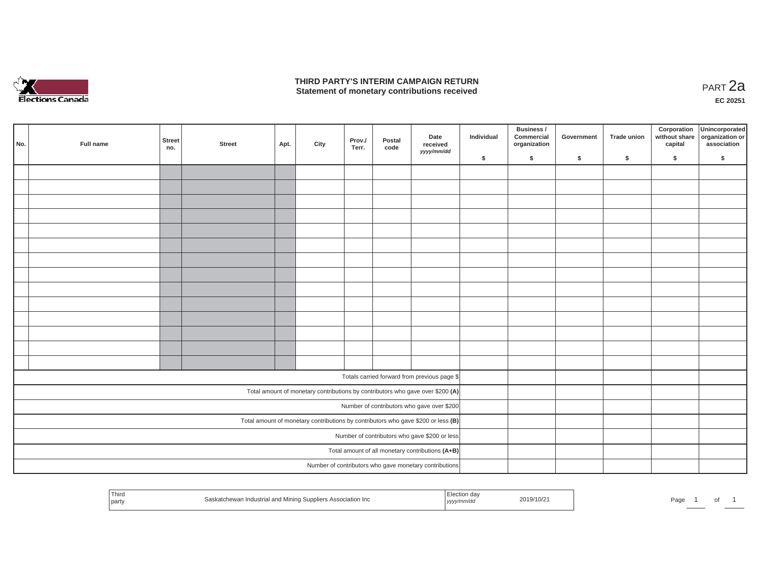# THIRD PARTY'S INTERIM CAMPAIGN RETURN
## Statement of monetary contributions received

PART 2a

**EC 20251**

| No. | Full name | Street no. | Street | Apt. | City | Prov./ Terr. | Postal code | Date received *yyyy/mm/dd* | Individual $ | Business / Commercial organization $ | Government $ | Trade union $ | Corporation without share capital $ | Unincorporated organization or association $ |
|---|---|---|---|---|---|---|---|---|---|---|---|---|---|---|
| | | | | | | | | | | | | | | |
| | | | | | | | | | | | | | | |
| | | | | | | | | | | | | | | |
| | | | | | | | | | | | | | | |
| | | | | | | | | | | | | | | |
| | | | | | | | | | | | | | | |
| | | | | | | | | | | | | | | |
| | | | | | | | | | | | | | | |
| | | | | | | | | | | | | | | |
| | | | | | | | | | | | | | | |
| | | | | | | | | | | | | | | |
| | | | | | | | | | | | | | | |
| | | | | | | | | | | | | | | |
| | | | | | | | | | | | | | | |
| Totals carried forward from previous page $ | | | | | | | | | | | | | | |
| Total amount of monetary contributions by contributors who gave over $200 **(A)** | | | | | | | | | | | | | | |
| Number of contributors who gave over $200 | | | | | | | | | | | | | | |
| Total amount of monetary contributions by contributors who gave $200 or less **(B)** | | | | | | | | | | | | | | |
| Number of contributors who gave $200 or less | | | | | | | | | | | | | | |
| Total amount of all monetary contributions **(A+B)** | | | | | | | | | | | | | | |
| Number of contributors who gave monetary contributions | | | | | | | | | | | | | | |

| Third party | Saskatchewan Industrial and Mining Suppliers Association Inc | Election day *yyyy/mm/dd* | 2019/10/21 |
|---|---|---|---|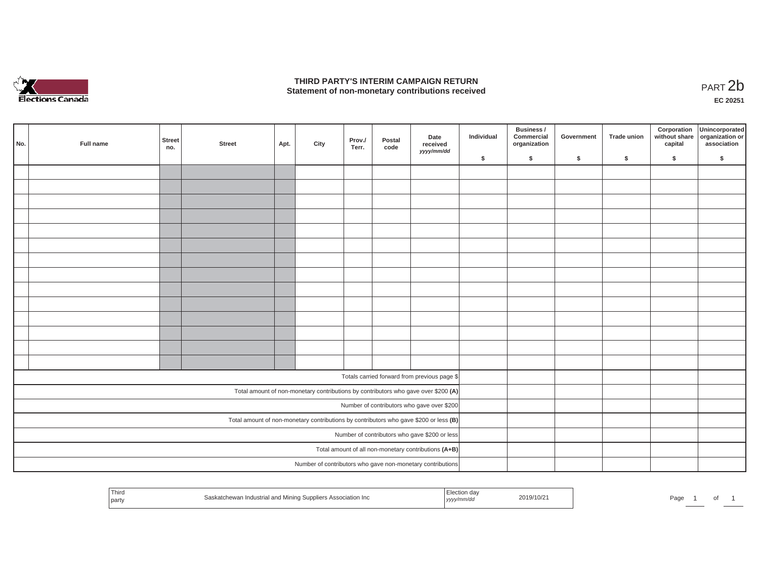# THIRD PARTY'S INTERIM CAMPAIGN RETURN
## Statement of non-monetary contributions received

PART 2b

**EC 20251**

| No. | Full name | Street no. | Street | Apt. | City | Prov./ Terr. | Postal code | Date received *yyyy/mm/dd* | Individual $ | Business / Commercial organization $ | Government $ | Trade union $ | Corporation without share capital $ | Unincorporated organization or association $ |
|---|---|---|---|---|---|---|---|---|---|---|---|---|---|---|
| | | | | | | | | | | | | | | |
| | | | | | | | | | | | | | | |
| | | | | | | | | | | | | | | |
| | | | | | | | | | | | | | | |
| | | | | | | | | | | | | | | |
| | | | | | | | | | | | | | | |
| | | | | | | | | | | | | | | |
| | | | | | | | | | | | | | | |
| | | | | | | | | | | | | | | |
| | | | | | | | | | | | | | | |
| | | | | | | | | | | | | | | |
| | | | | | | | | | | | | | | |
| | | | | | | | | | | | | | | |
| | | | | | | | | | | | | | | |
| Totals carried forward from previous page $ | | | | | | | | | | | | | | |
| Total amount of non-monetary contributions by contributors who gave over $200 **(A)** | | | | | | | | | | | | | | |
| Number of contributors who gave over $200 | | | | | | | | | | | | | | |
| Total amount of non-monetary contributions by contributors who gave $200 or less **(B)** | | | | | | | | | | | | | | |
| Number of contributors who gave $200 or less | | | | | | | | | | | | | | |
| Total amount of all non-monetary contributions **(A+B)** | | | | | | | | | | | | | | |
| Number of contributors who gave non-monetary contributions | | | | | | | | | | | | | | |

| Third party | Saskatchewan Industrial and Mining Suppliers Association Inc | Election day *yyyy/mm/dd* | 2019/10/21 |
|---|---|---|---|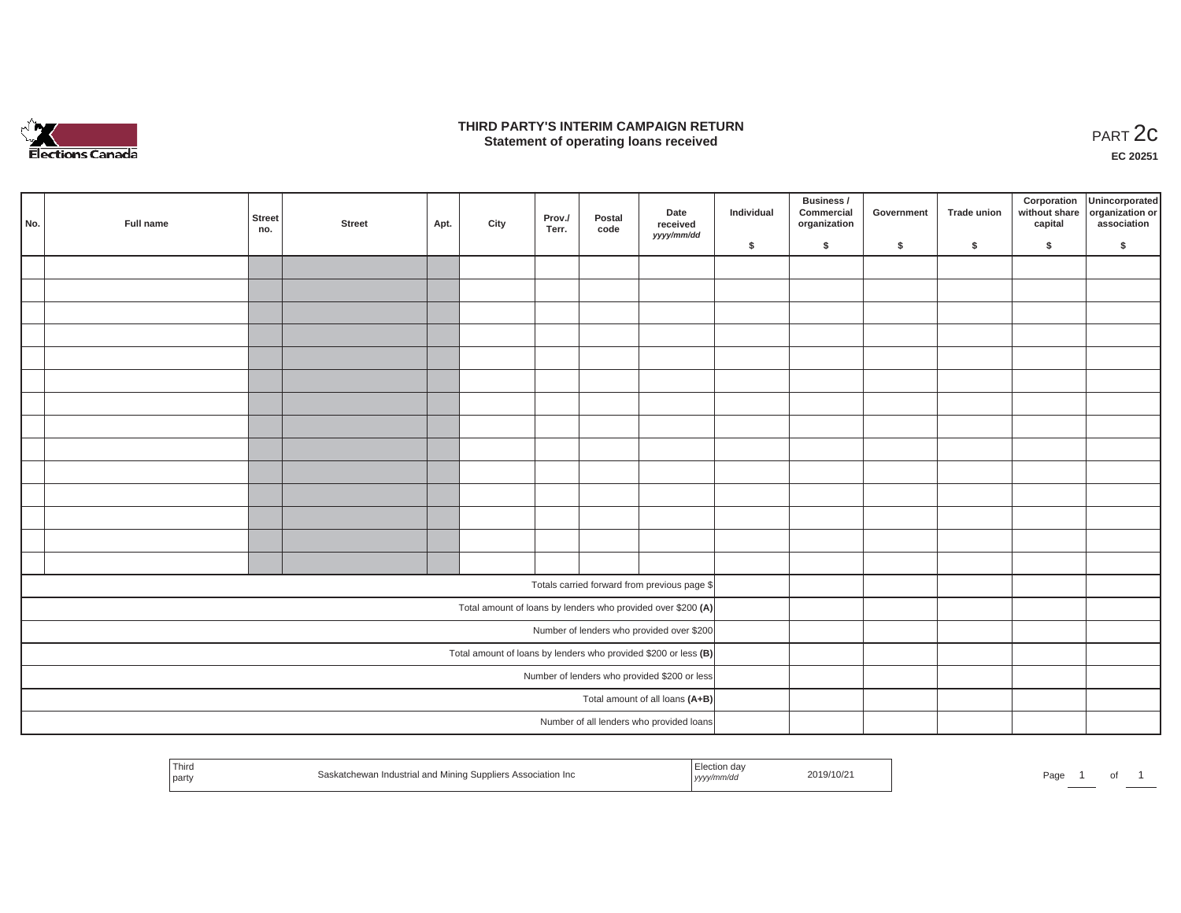# THIRD PARTY'S INTERIM CAMPAIGN RETURN

## Statement of operating loans received

PART 2c

EC 20251

| No. | Full name | Street no. | Street | Apt. | City | Prov./ Terr. | Postal code | Date received yyyy/mm/dd | Individual $ | Business / Commercial organization $ | Government $ | Trade union $ | Corporation without share capital $ | Unincorporated organization or association $ |
|---|---|---|---|---|---|---|---|---|---|---|---|---|---|---|
| | | | | | | | | | | | | | | |
| | | | | | | | | | | | | | | |
| | | | | | | | | | | | | | | |
| | | | | | | | | | | | | | | |
| | | | | | | | | | | | | | | |
| | | | | | | | | | | | | | | |
| | | | | | | | | | | | | | | |
| | | | | | | | | | | | | | | |
| | | | | | | | | | | | | | | |
| | | | | | | | | | | | | | | |
| | | | | | | | | | | | | | | |
| | | | | | | | | | | | | | | |
| | | | | | | | | | | | | | | |
| | | | | | | | | | | | | | | |
| Totals carried forward from previous page $ | | | | | | | | | | | | | | |
| Total amount of loans by lenders who provided over $200 (A) | | | | | | | | | | | | | | |
| Number of lenders who provided over $200 | | | | | | | | | | | | | | |
| Total amount of loans by lenders who provided $200 or less (B) | | | | | | | | | | | | | | |
| Number of lenders who provided $200 or less | | | | | | | | | | | | | | |
| Total amount of all loans (A+B) | | | | | | | | | | | | | | |
| Number of all lenders who provided loans | | | | | | | | | | | | | | |

| Third party | Saskatchewan Industrial and Mining Suppliers Association Inc | Election day yyyy/mm/dd | 2019/10/21 |
|---|---|---|---|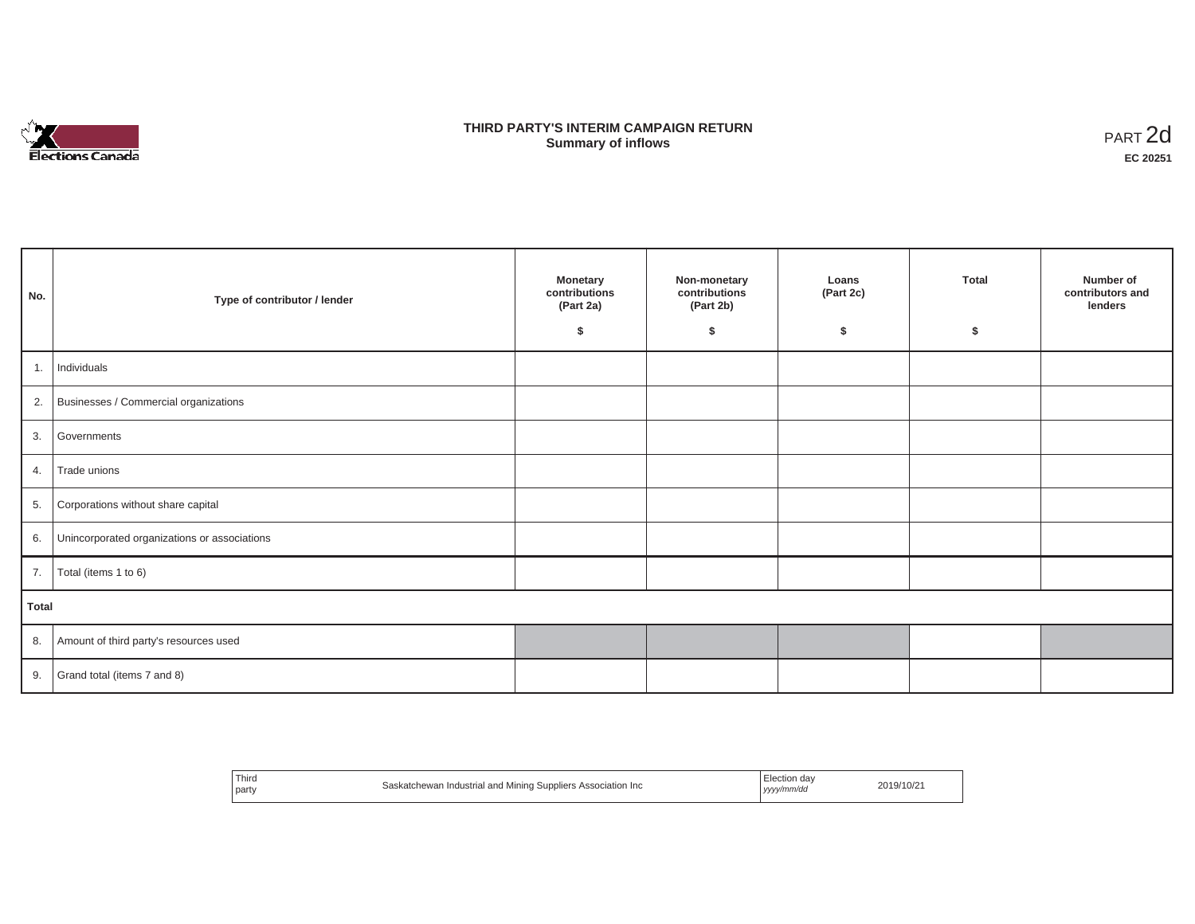# THIRD PARTY'S INTERIM CAMPAIGN RETURN
## Summary of inflows

PART 2d

**EC 20251**

| No. | Type of contributor / lender | Monetary contributions (Part 2a) $ | Non-monetary contributions (Part 2b) $ | Loans (Part 2c) $ | Total $ | Number of contributors and lenders |
|---|---|---|---|---|---|---|
| 1. | Individuals | | | | | |
| 2. | Businesses / Commercial organizations | | | | | |
| 3. | Governments | | | | | |
| 4. | Trade unions | | | | | |
| 5. | Corporations without share capital | | | | | |
| 6. | Unincorporated organizations or associations | | | | | |
| 7. | Total (items 1 to 6) | | | | | |
| **Total** | | | | | | |
| 8. | Amount of third party's resources used | | | | | |
| 9. | Grand total (items 7 and 8) | | | | | |

| Third party | Saskatchewan Industrial and Mining Suppliers Association Inc | Election day *yyyy/mm/dd* | 2019/10/21 |
|---|---|---|---|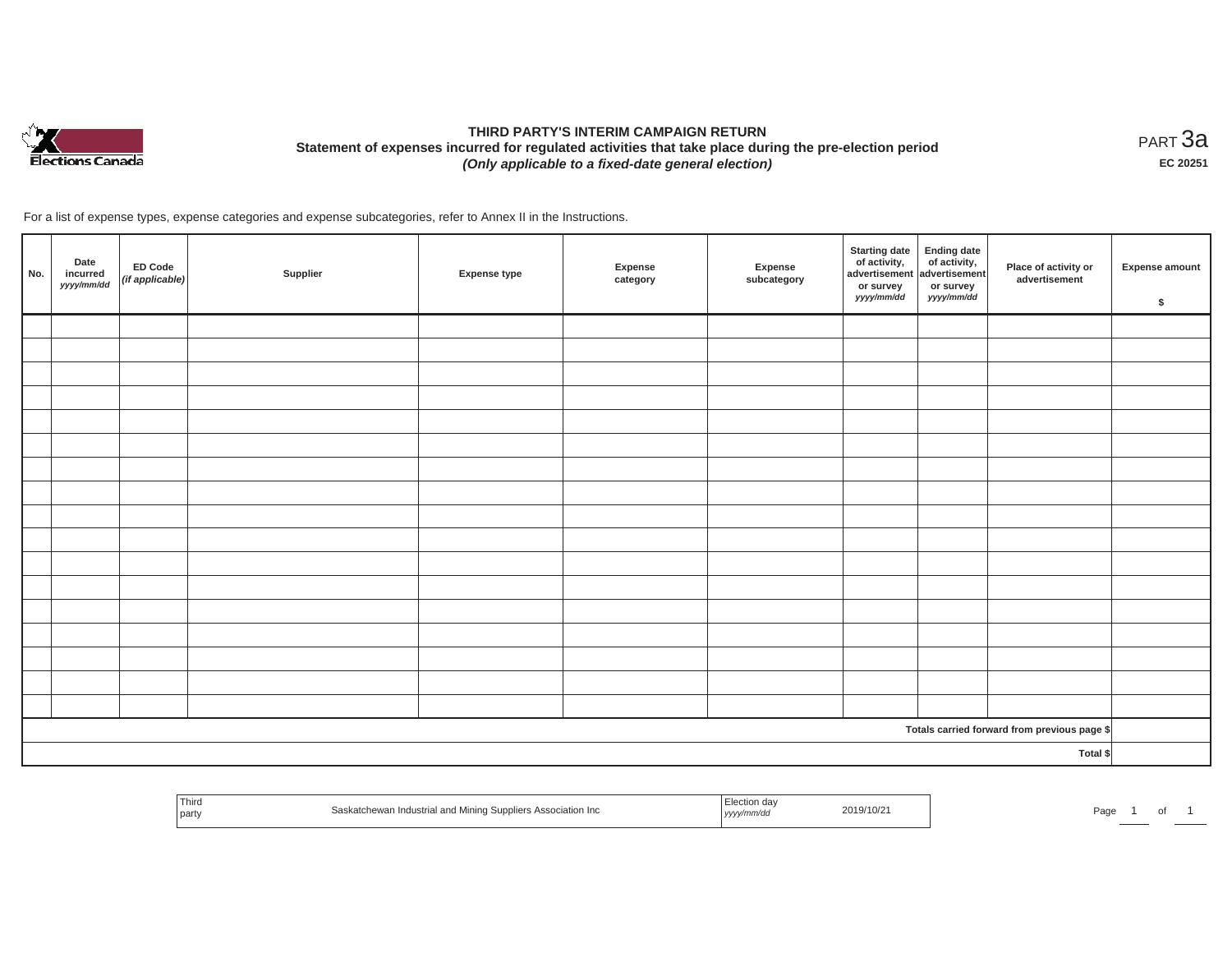# THIRD PARTY'S INTERIM CAMPAIGN RETURN

**Statement of expenses incurred for regulated activities that take place during the pre-election period**

***(Only applicable to a fixed-date general election)***

PART 3a

**EC 20251**

For a list of expense types, expense categories and expense subcategories, refer to Annex II in the Instructions.

| No. | Date incurred *yyyy/mm/dd* | ED Code *(if applicable)* | Supplier | Expense type | Expense category | Expense subcategory | Starting date of activity, advertisement or survey *yyyy/mm/dd* | Ending date of activity, advertisement or survey *yyyy/mm/dd* | Place of activity or advertisement | Expense amount $ |
|---|---|---|---|---|---|---|---|---|---|---|
| | | | | | | | | | | |
| | | | | | | | | | | |
| | | | | | | | | | | |
| | | | | | | | | | | |
| | | | | | | | | | | |
| | | | | | | | | | | |
| | | | | | | | | | | |
| | | | | | | | | | | |
| | | | | | | | | | | |
| | | | | | | | | | | |
| | | | | | | | | | | |
| | | | | | | | | | | |
| | | | | | | | | | | |
| | | | | | | | | | | |
| | | | | | | | | | | |
| | | | | | | | | | | |
| | | | | | | | | | | |
| | | | | | | | | | Totals carried forward from previous page $ | |
| | | | | | | | | | Total $ | |

| Third party | Saskatchewan Industrial and Mining Suppliers Association Inc | Election day *yyyy/mm/dd* | 2019/10/21 |
|---|---|---|---|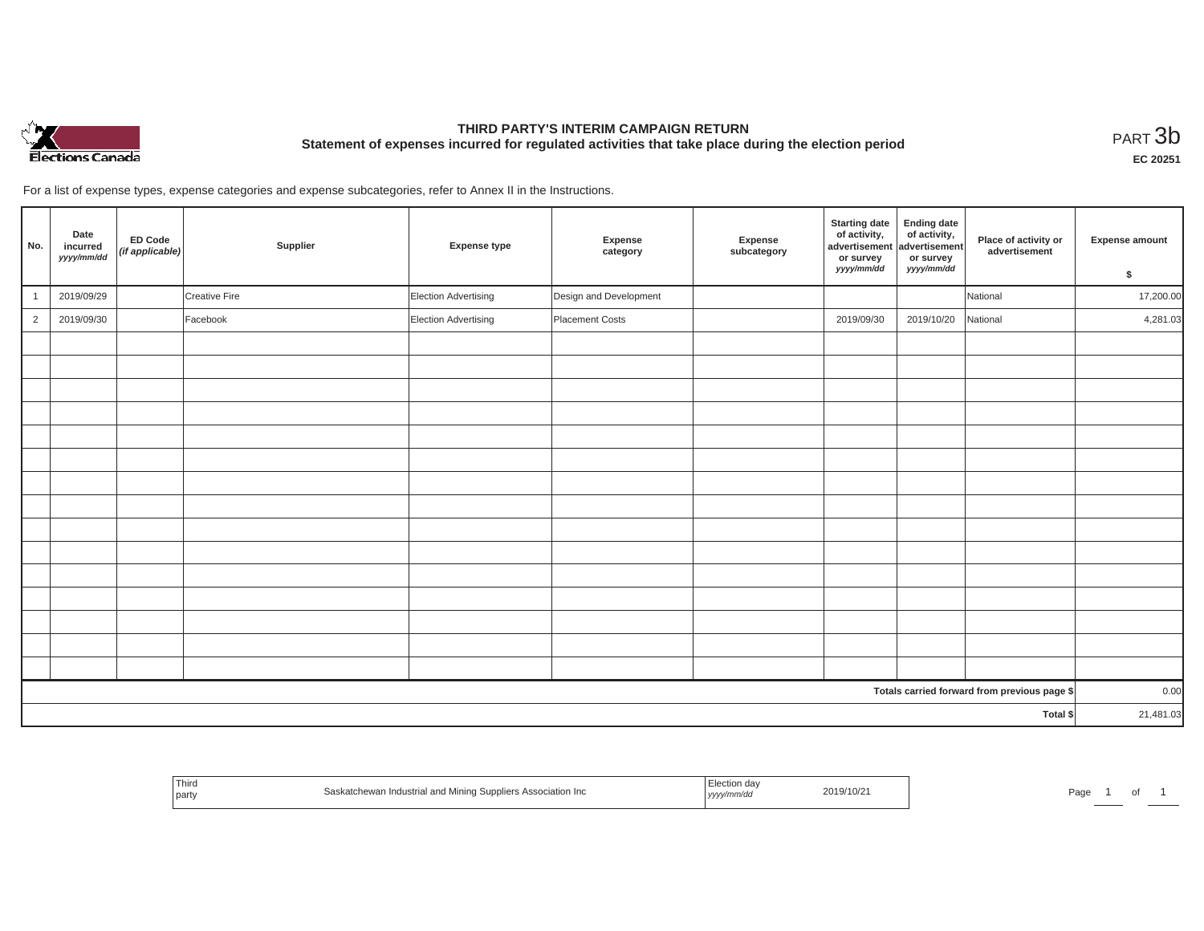# THIRD PARTY'S INTERIM CAMPAIGN RETURN

## Statement of expenses incurred for regulated activities that take place during the election period

PART 3b

**EC 20251**

For a list of expense types, expense categories and expense subcategories, refer to Annex II in the Instructions.

| No. | Date incurred *yyyy/mm/dd* | ED Code *(if applicable)* | Supplier | Expense type | Expense category | Expense subcategory | Starting date of activity, advertisement or survey *yyyy/mm/dd* | Ending date of activity, advertisement or survey *yyyy/mm/dd* | Place of activity or advertisement | Expense amount $ |
|---|---|---|---|---|---|---|---|---|---|---|
| 1 | 2019/09/29 | | Creative Fire | Election Advertising | Design and Development | | | | National | 17,200.00 |
| 2 | 2019/09/30 | | Facebook | Election Advertising | Placement Costs | | 2019/09/30 | 2019/10/20 | National | 4,281.03 |
| | | | | | | | | | | |
| | | | | | | | | | | |
| | | | | | | | | | | |
| | | | | | | | | | | |
| | | | | | | | | | | |
| | | | | | | | | | | |
| | | | | | | | | | | |
| | | | | | | | | | | |
| | | | | | | | | | | |
| | | | | | | | | | | |
| | | | | | | | | | | |
| | | | | | | | | | | |
| | | | | | | | | | | |
| | | | | | | | | | | |
| | | | | | | | | | | |
| | | | | | | | | | Totals carried forward from previous page $ | 0.00 |
| | | | | | | | | | Total $ | 21,481.03 |

| Third party | Saskatchewan Industrial and Mining Suppliers Association Inc | Election day *yyyy/mm/dd* | 2019/10/21 |
|---|---|---|---|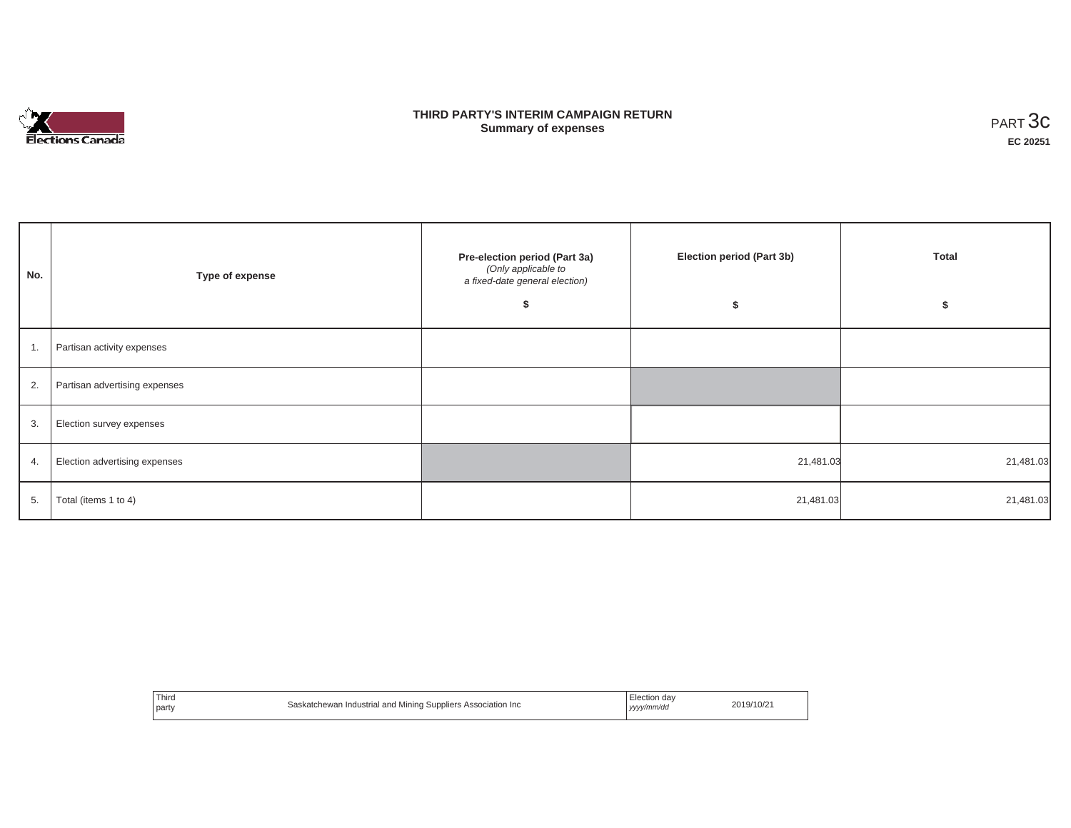# THIRD PARTY'S INTERIM CAMPAIGN RETURN
## Summary of expenses

PART 3c

**EC 20251**

| No. | Type of expense | Pre-election period (Part 3a) *(Only applicable to a fixed-date general election)* $ | Election period (Part 3b) $ | Total $ |
|---|---|---|---|---|
| 1. | Partisan activity expenses | | | |
| 2. | Partisan advertising expenses | | | |
| 3. | Election survey expenses | | | |
| 4. | Election advertising expenses | | 21,481.03 | 21,481.03 |
| 5. | Total (items 1 to 4) | | 21,481.03 | 21,481.03 |

| Third party | Saskatchewan Industrial and Mining Suppliers Association Inc | Election day *yyyy/mm/dd* | 2019/10/21 |
|---|---|---|---|